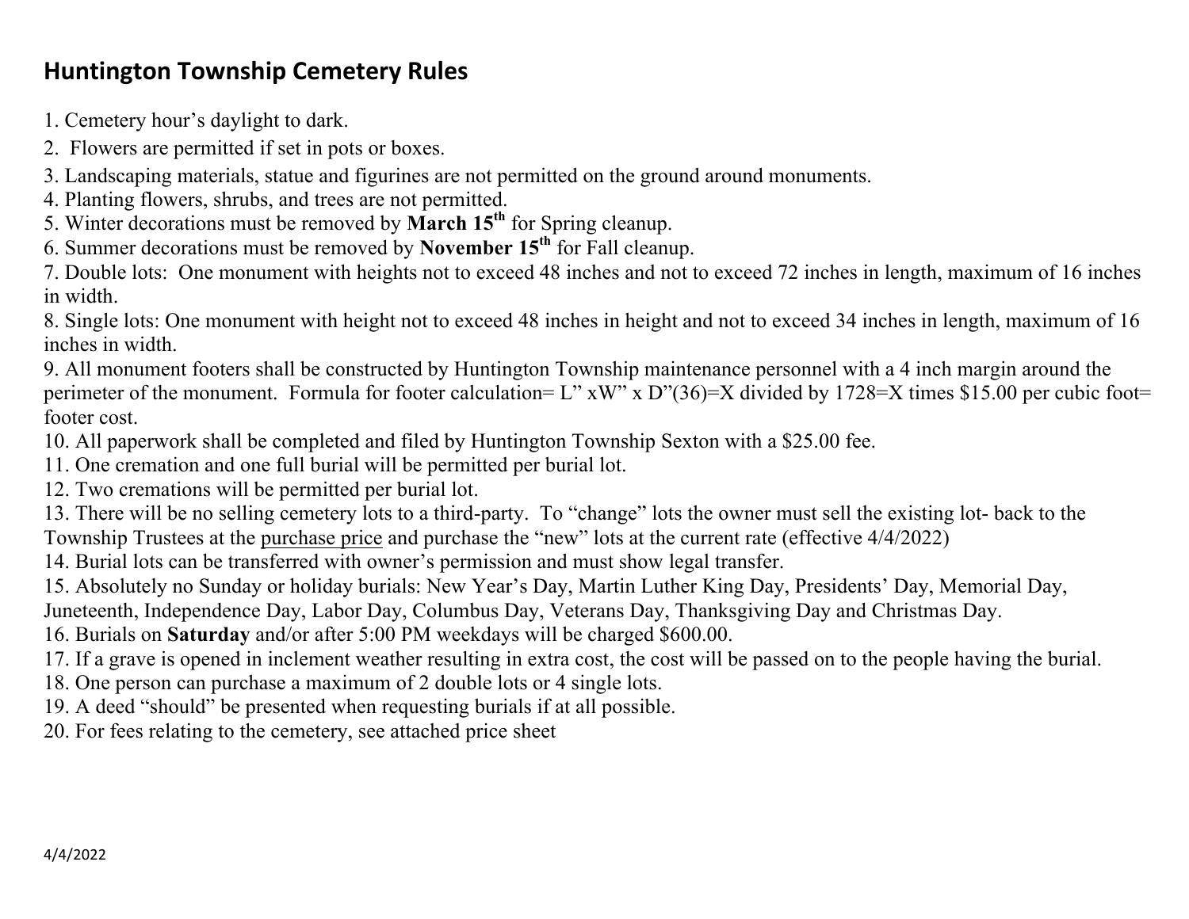# Huntington Township Cemetery Rules

1. Cemetery hour's daylight to dark.
2. Flowers are permitted if set in pots or boxes.
3. Landscaping materials, statue and figurines are not permitted on the ground around monuments.
4. Planting flowers, shrubs, and trees are not permitted.
5. Winter decorations must be removed by **March 15th** for Spring cleanup.
6. Summer decorations must be removed by **November 15th** for Fall cleanup.
7. Double lots: One monument with heights not to exceed 48 inches and not to exceed 72 inches in length, maximum of 16 inches in width.
8. Single lots: One monument with height not to exceed 48 inches in height and not to exceed 34 inches in length, maximum of 16 inches in width.
9. All monument footers shall be constructed by Huntington Township maintenance personnel with a 4 inch margin around the perimeter of the monument. Formula for footer calculation= L" xW" x D"(36)=X divided by 1728=X times $15.00 per cubic foot= footer cost.
10. All paperwork shall be completed and filed by Huntington Township Sexton with a $25.00 fee.
11. One cremation and one full burial will be permitted per burial lot.
12. Two cremations will be permitted per burial lot.
13. There will be no selling cemetery lots to a third-party. To "change" lots the owner must sell the existing lot- back to the Township Trustees at the purchase price and purchase the "new" lots at the current rate (effective 4/4/2022)
14. Burial lots can be transferred with owner's permission and must show legal transfer.
15. Absolutely no Sunday or holiday burials: New Year's Day, Martin Luther King Day, Presidents' Day, Memorial Day, Juneteenth, Independence Day, Labor Day, Columbus Day, Veterans Day, Thanksgiving Day and Christmas Day.
16. Burials on **Saturday** and/or after 5:00 PM weekdays will be charged $600.00.
17. If a grave is opened in inclement weather resulting in extra cost, the cost will be passed on to the people having the burial.
18. One person can purchase a maximum of 2 double lots or 4 single lots.
19. A deed "should" be presented when requesting burials if at all possible.
20. For fees relating to the cemetery, see attached price sheet

4/4/2022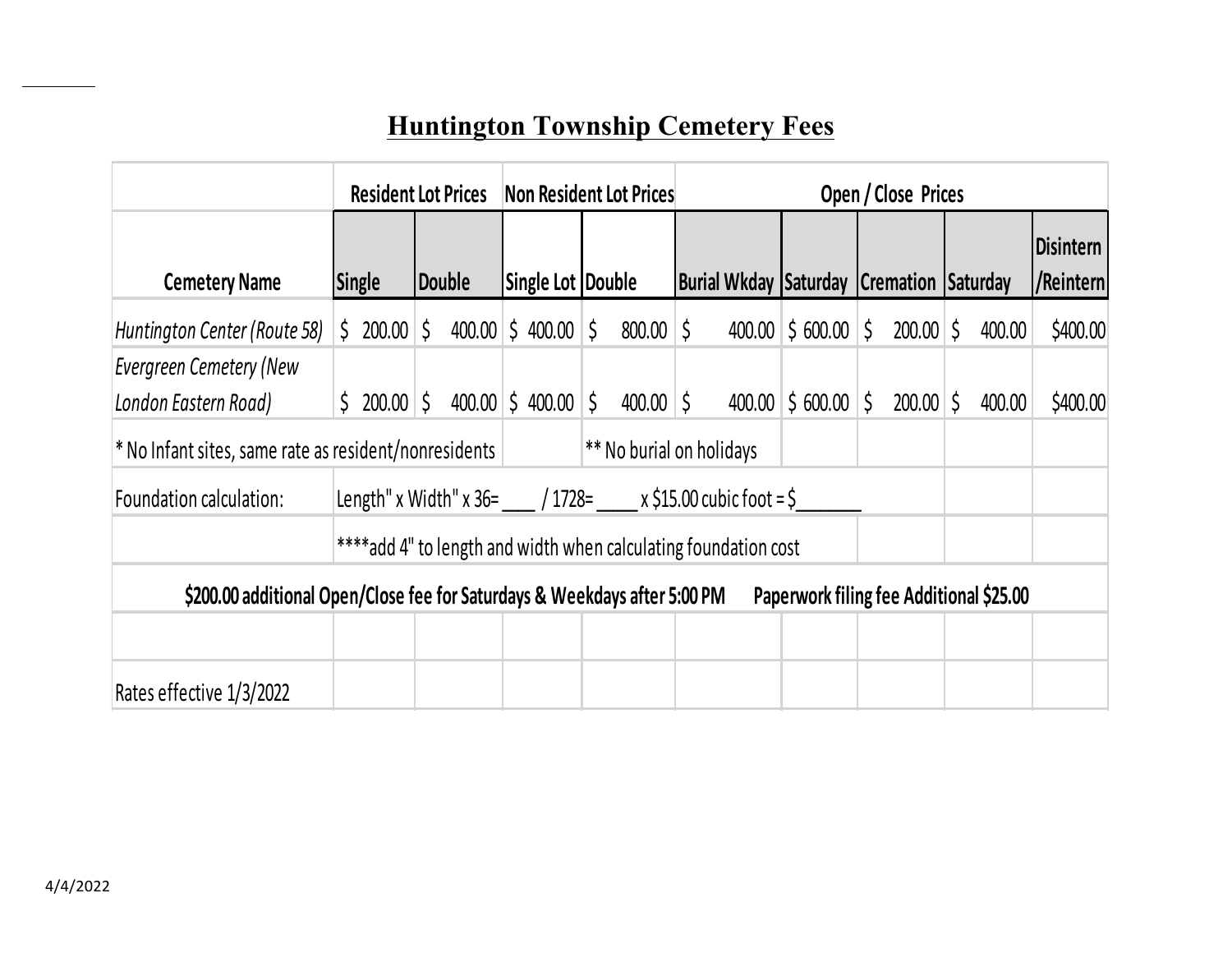# Huntington Township Cemetery Fees

| | Resident Lot Prices | | Non Resident Lot Prices | | Open / Close Prices | | | | |
|---|---|---|---|---|---|---|---|---|---|
| **Cemetery Name** | **Single** | **Double** | **Single Lot** | **Double** | **Burial Wkday** | **Saturday** | **Cremation** | **Saturday** | **Disintern /Reintern** |
| *Huntington Center (Route 58)* | $ 200.00 | $ 400.00 | $ 400.00 | $ 800.00 | $ 400.00 | $ 600.00 | $ 200.00 | $ 400.00 | $400.00 |
| *Evergreen Cemetery (New London Eastern Road)* | $ 200.00 | $ 400.00 | $ 400.00 | $ 400.00 | $ 400.00 | $ 600.00 | $ 200.00 | $ 400.00 | $400.00 |
| * No Infant sites, same rate as resident/nonresidents | | | | ** No burial on holidays | | | | | |
| Foundation calculation: | Length" x Width" x 36= ___ / 1728= ____ x $15.00 cubic foot = $______ | | | | | | | | |
| | ****add 4" to length and width when calculating foundation cost | | | | | | | | |
| **$200.00 additional Open/Close fee for Saturdays & Weekdays after 5:00 PM** | | | | | | **Paperwork filing fee Additional $25.00** | | | |
| | | | | | | | | | |
| Rates effective 1/3/2022 | | | | | | | | | |

4/4/2022